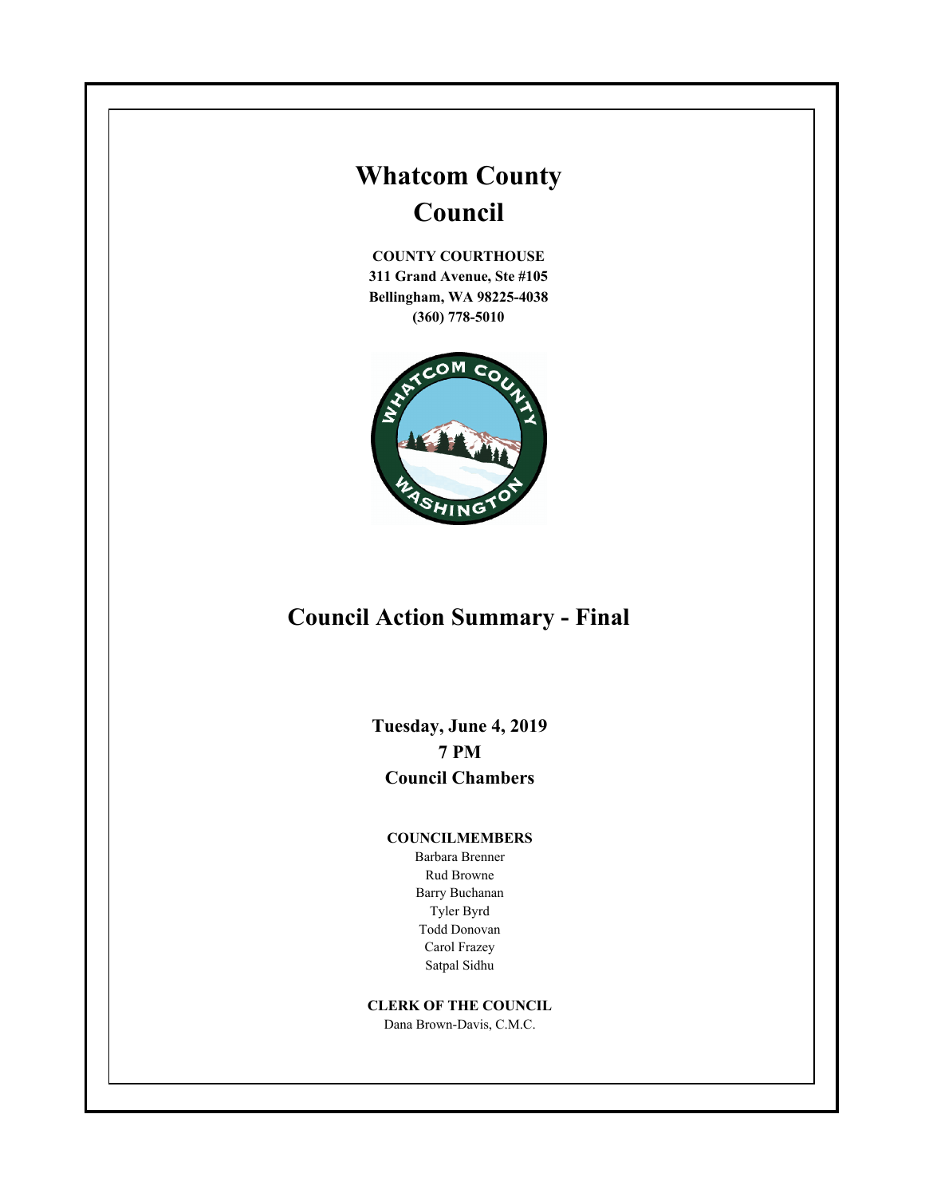# Whatcom County Council

**COUNTY COURTHOUSE**
**311 Grand Avenue, Ste #105**
**Bellingham, WA 98225-4038**
**(360) 778-5010**

## Council Action Summary - Final

**Tuesday, June 4, 2019**
**7 PM**
**Council Chambers**

**COUNCILMEMBERS**

Barbara Brenner
Rud Browne
Barry Buchanan
Tyler Byrd
Todd Donovan
Carol Frazey
Satpal Sidhu

**CLERK OF THE COUNCIL**

Dana Brown-Davis, C.M.C.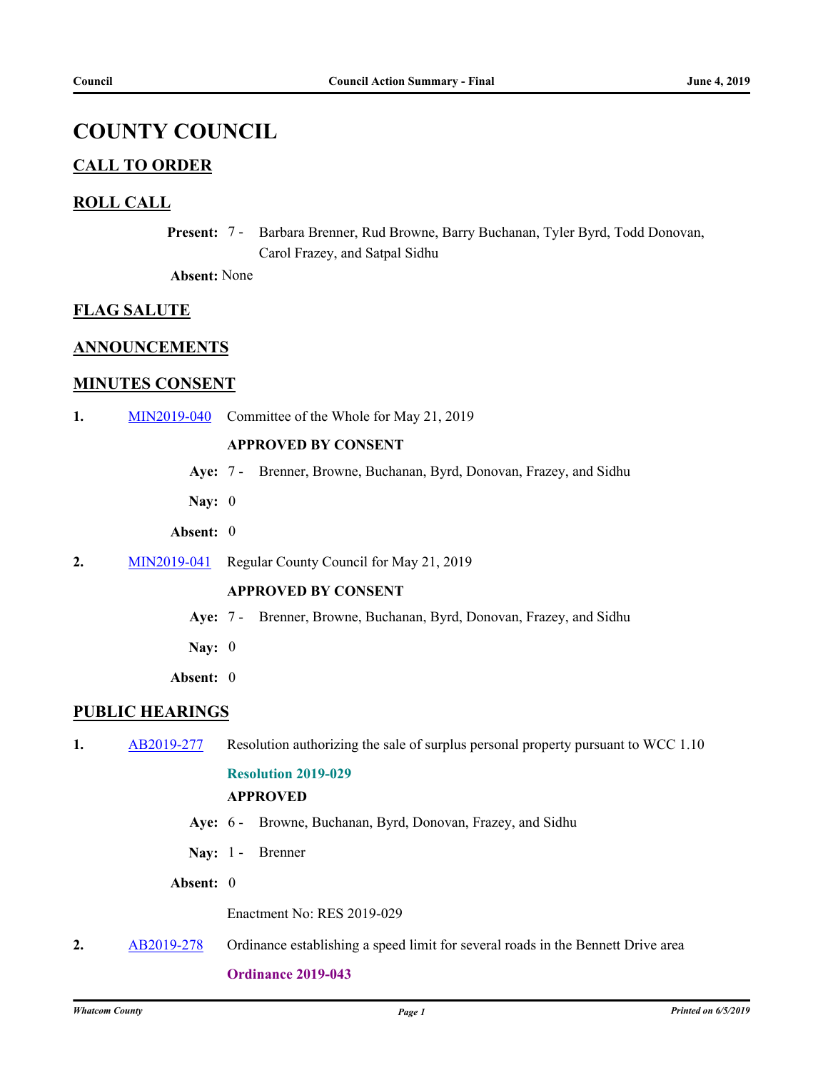# COUNTY COUNCIL

## CALL TO ORDER

## ROLL CALL

**Present:** 7 - Barbara Brenner, Rud Browne, Barry Buchanan, Tyler Byrd, Todd Donovan, Carol Frazey, and Satpal Sidhu

**Absent:** None

## FLAG SALUTE

## ANNOUNCEMENTS

## MINUTES CONSENT

**1.** MIN2019-040 Committee of the Whole for May 21, 2019

**APPROVED BY CONSENT**

**Aye:** 7 - Brenner, Browne, Buchanan, Byrd, Donovan, Frazey, and Sidhu

**Nay:** 0

**Absent:** 0

**2.** MIN2019-041 Regular County Council for May 21, 2019

**APPROVED BY CONSENT**

**Aye:** 7 - Brenner, Browne, Buchanan, Byrd, Donovan, Frazey, and Sidhu

**Nay:** 0

**Absent:** 0

## PUBLIC HEARINGS

**1.** AB2019-277 Resolution authorizing the sale of surplus personal property pursuant to WCC 1.10

**Resolution 2019-029**

**APPROVED**

**Aye:** 6 - Browne, Buchanan, Byrd, Donovan, Frazey, and Sidhu

**Nay:** 1 - Brenner

**Absent:** 0

Enactment No: RES 2019-029

**2.** AB2019-278 Ordinance establishing a speed limit for several roads in the Bennett Drive area

**Ordinance 2019-043**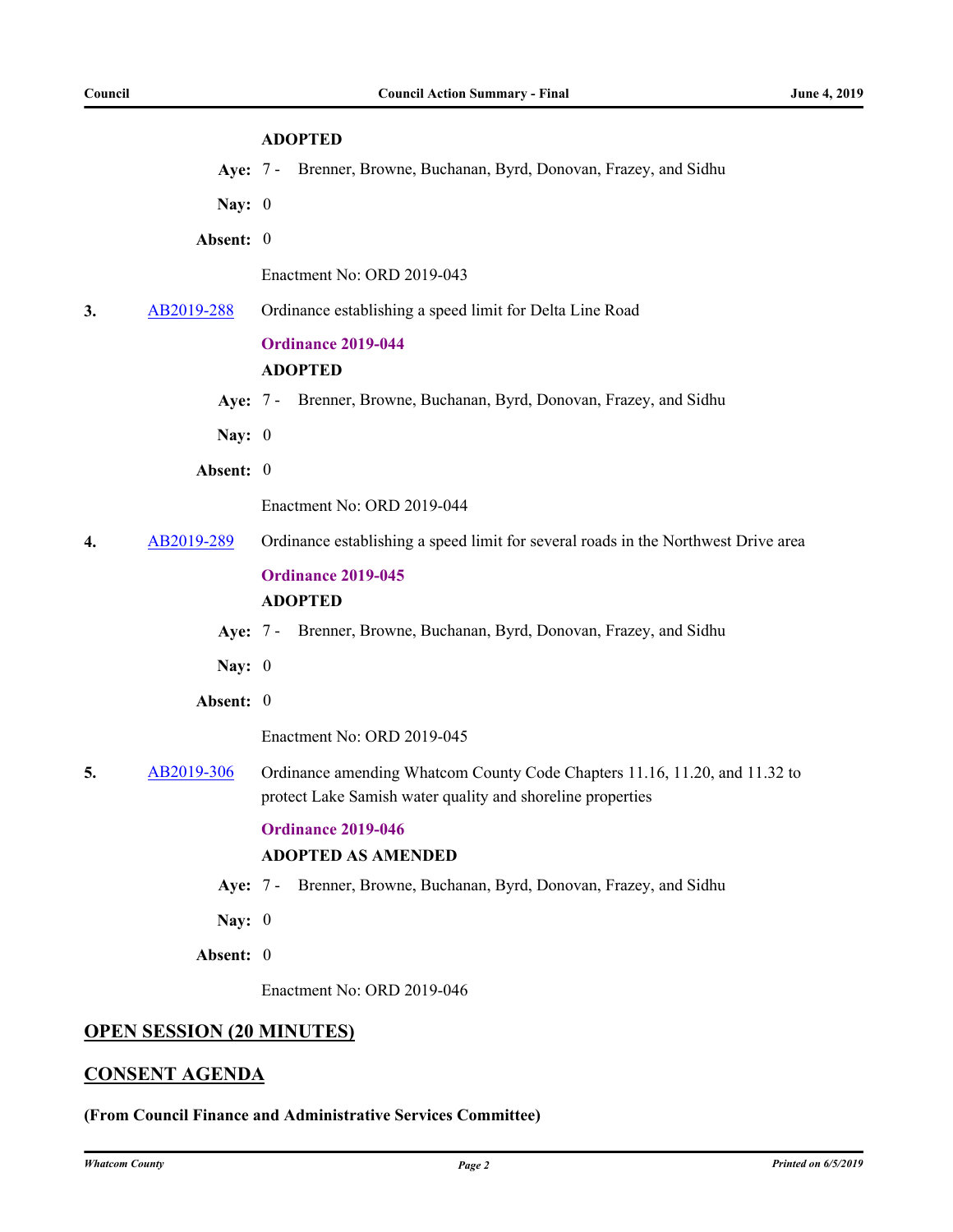**ADOPTED**

**Aye:** 7 - Brenner, Browne, Buchanan, Byrd, Donovan, Frazey, and Sidhu

**Nay:** 0

**Absent:** 0

Enactment No: ORD 2019-043

**3.** AB2019-288 Ordinance establishing a speed limit for Delta Line Road

**Ordinance 2019-044**

**ADOPTED**

**Aye:** 7 - Brenner, Browne, Buchanan, Byrd, Donovan, Frazey, and Sidhu

**Nay:** 0

**Absent:** 0

Enactment No: ORD 2019-044

**4.** AB2019-289 Ordinance establishing a speed limit for several roads in the Northwest Drive area

**Ordinance 2019-045**

**ADOPTED**

**Aye:** 7 - Brenner, Browne, Buchanan, Byrd, Donovan, Frazey, and Sidhu

**Nay:** 0

**Absent:** 0

Enactment No: ORD 2019-045

**5.** AB2019-306 Ordinance amending Whatcom County Code Chapters 11.16, 11.20, and 11.32 to protect Lake Samish water quality and shoreline properties

**Ordinance 2019-046**

**ADOPTED AS AMENDED**

**Aye:** 7 - Brenner, Browne, Buchanan, Byrd, Donovan, Frazey, and Sidhu

**Nay:** 0

**Absent:** 0

Enactment No: ORD 2019-046

## OPEN SESSION (20 MINUTES)

## CONSENT AGENDA

**(From Council Finance and Administrative Services Committee)**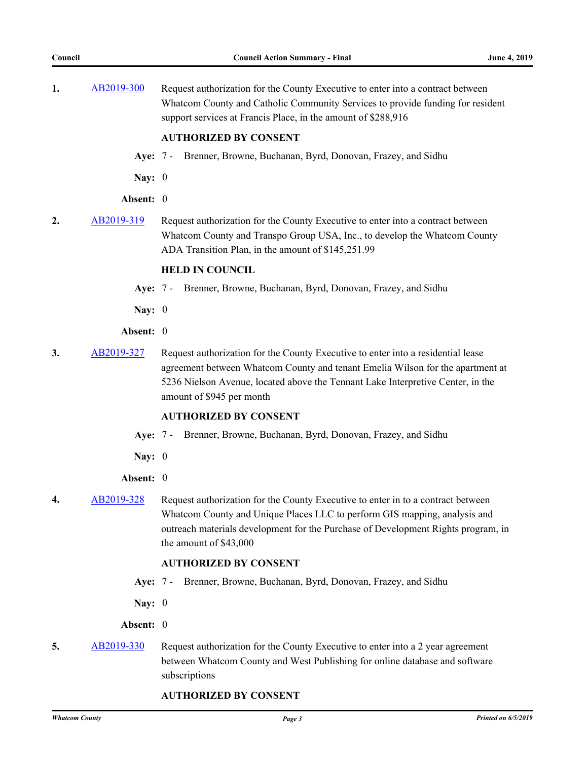1. AB2019-300 Request authorization for the County Executive to enter into a contract between Whatcom County and Catholic Community Services to provide funding for resident support services at Francis Place, in the amount of $288,916

**AUTHORIZED BY CONSENT**

**Aye:** 7 - Brenner, Browne, Buchanan, Byrd, Donovan, Frazey, and Sidhu

**Nay:** 0

**Absent:** 0

2. AB2019-319 Request authorization for the County Executive to enter into a contract between Whatcom County and Transpo Group USA, Inc., to develop the Whatcom County ADA Transition Plan, in the amount of $145,251.99

**HELD IN COUNCIL**

**Aye:** 7 - Brenner, Browne, Buchanan, Byrd, Donovan, Frazey, and Sidhu

**Nay:** 0

**Absent:** 0

3. AB2019-327 Request authorization for the County Executive to enter into a residential lease agreement between Whatcom County and tenant Emelia Wilson for the apartment at 5236 Nielson Avenue, located above the Tennant Lake Interpretive Center, in the amount of $945 per month

**AUTHORIZED BY CONSENT**

**Aye:** 7 - Brenner, Browne, Buchanan, Byrd, Donovan, Frazey, and Sidhu

**Nay:** 0

**Absent:** 0

4. AB2019-328 Request authorization for the County Executive to enter in to a contract between Whatcom County and Unique Places LLC to perform GIS mapping, analysis and outreach materials development for the Purchase of Development Rights program, in the amount of $43,000

**AUTHORIZED BY CONSENT**

**Aye:** 7 - Brenner, Browne, Buchanan, Byrd, Donovan, Frazey, and Sidhu

**Nay:** 0

**Absent:** 0

5. AB2019-330 Request authorization for the County Executive to enter into a 2 year agreement between Whatcom County and West Publishing for online database and software subscriptions

**AUTHORIZED BY CONSENT**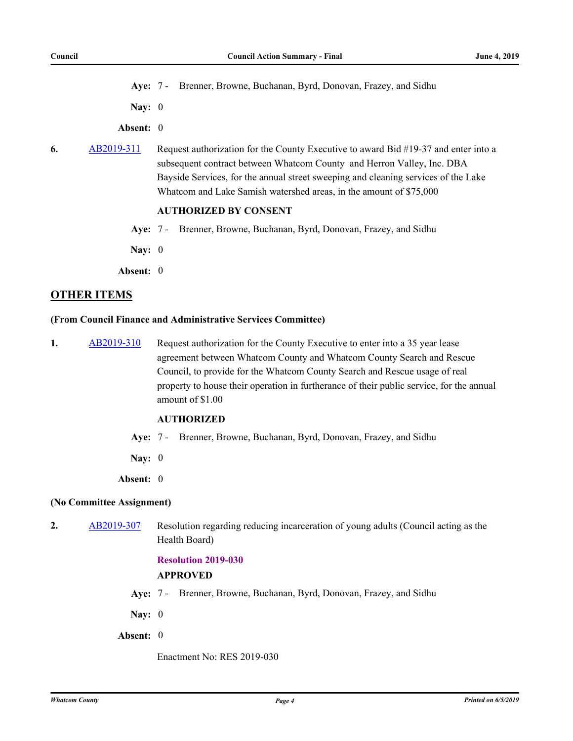**Aye:** 7 - Brenner, Browne, Buchanan, Byrd, Donovan, Frazey, and Sidhu

**Nay:** 0

**Absent:** 0

**6.** AB2019-311 Request authorization for the County Executive to award Bid #19-37 and enter into a subsequent contract between Whatcom County and Herron Valley, Inc. DBA Bayside Services, for the annual street sweeping and cleaning services of the Lake Whatcom and Lake Samish watershed areas, in the amount of $75,000

**AUTHORIZED BY CONSENT**

**Aye:** 7 - Brenner, Browne, Buchanan, Byrd, Donovan, Frazey, and Sidhu

**Nay:** 0

**Absent:** 0

## OTHER ITEMS

**(From Council Finance and Administrative Services Committee)**

**1.** AB2019-310 Request authorization for the County Executive to enter into a 35 year lease agreement between Whatcom County and Whatcom County Search and Rescue Council, to provide for the Whatcom County Search and Rescue usage of real property to house their operation in furtherance of their public service, for the annual amount of $1.00

**AUTHORIZED**

**Aye:** 7 - Brenner, Browne, Buchanan, Byrd, Donovan, Frazey, and Sidhu

**Nay:** 0

**Absent:** 0

**(No Committee Assignment)**

**2.** AB2019-307 Resolution regarding reducing incarceration of young adults (Council acting as the Health Board)

**Resolution 2019-030**

**APPROVED**

**Aye:** 7 - Brenner, Browne, Buchanan, Byrd, Donovan, Frazey, and Sidhu

**Nay:** 0

**Absent:** 0

Enactment No: RES 2019-030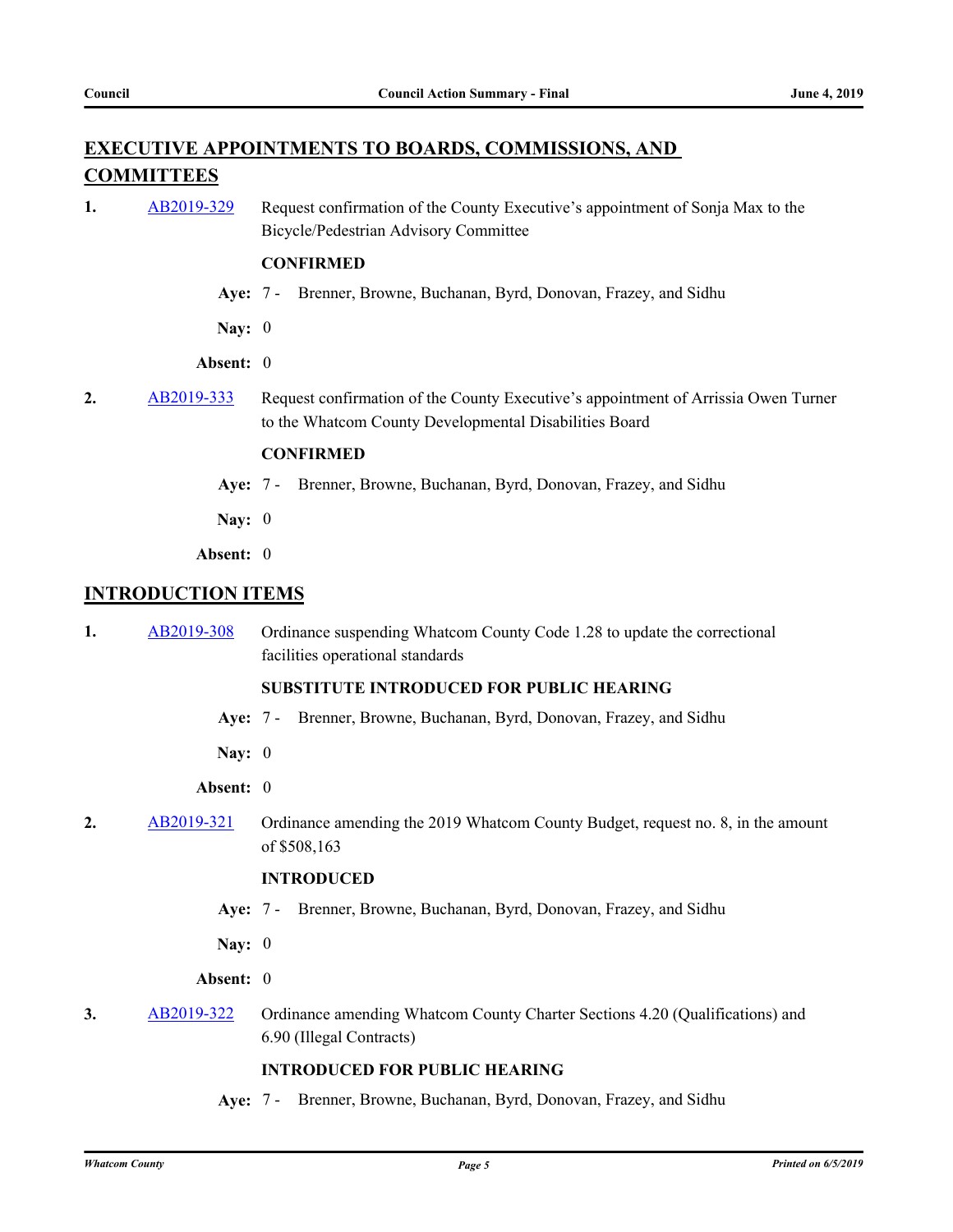## EXECUTIVE APPOINTMENTS TO BOARDS, COMMISSIONS, AND COMMITTEES

**1.** AB2019-329 Request confirmation of the County Executive's appointment of Sonja Max to the Bicycle/Pedestrian Advisory Committee

**CONFIRMED**

**Aye:** 7 - Brenner, Browne, Buchanan, Byrd, Donovan, Frazey, and Sidhu

**Nay:** 0

**Absent:** 0

**2.** AB2019-333 Request confirmation of the County Executive's appointment of Arrissia Owen Turner to the Whatcom County Developmental Disabilities Board

**CONFIRMED**

**Aye:** 7 - Brenner, Browne, Buchanan, Byrd, Donovan, Frazey, and Sidhu

**Nay:** 0

**Absent:** 0

## INTRODUCTION ITEMS

**1.** AB2019-308 Ordinance suspending Whatcom County Code 1.28 to update the correctional facilities operational standards

**SUBSTITUTE INTRODUCED FOR PUBLIC HEARING**

**Aye:** 7 - Brenner, Browne, Buchanan, Byrd, Donovan, Frazey, and Sidhu

**Nay:** 0

**Absent:** 0

**2.** AB2019-321 Ordinance amending the 2019 Whatcom County Budget, request no. 8, in the amount of $508,163

**INTRODUCED**

**Aye:** 7 - Brenner, Browne, Buchanan, Byrd, Donovan, Frazey, and Sidhu

**Nay:** 0

**Absent:** 0

**3.** AB2019-322 Ordinance amending Whatcom County Charter Sections 4.20 (Qualifications) and 6.90 (Illegal Contracts)

**INTRODUCED FOR PUBLIC HEARING**

**Aye:** 7 - Brenner, Browne, Buchanan, Byrd, Donovan, Frazey, and Sidhu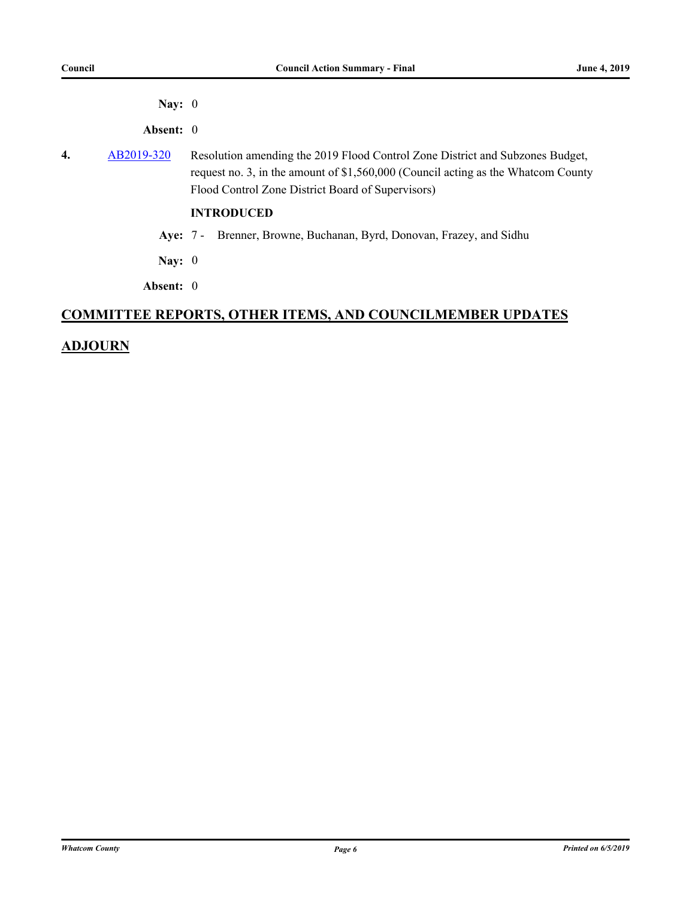**Nay:** 0

**Absent:** 0

**4.** AB2019-320 Resolution amending the 2019 Flood Control Zone District and Subzones Budget, request no. 3, in the amount of $1,560,000 (Council acting as the Whatcom County Flood Control Zone District Board of Supervisors)

**INTRODUCED**

**Aye:** 7 - Brenner, Browne, Buchanan, Byrd, Donovan, Frazey, and Sidhu

**Nay:** 0

**Absent:** 0

## COMMITTEE REPORTS, OTHER ITEMS, AND COUNCILMEMBER UPDATES

## ADJOURN